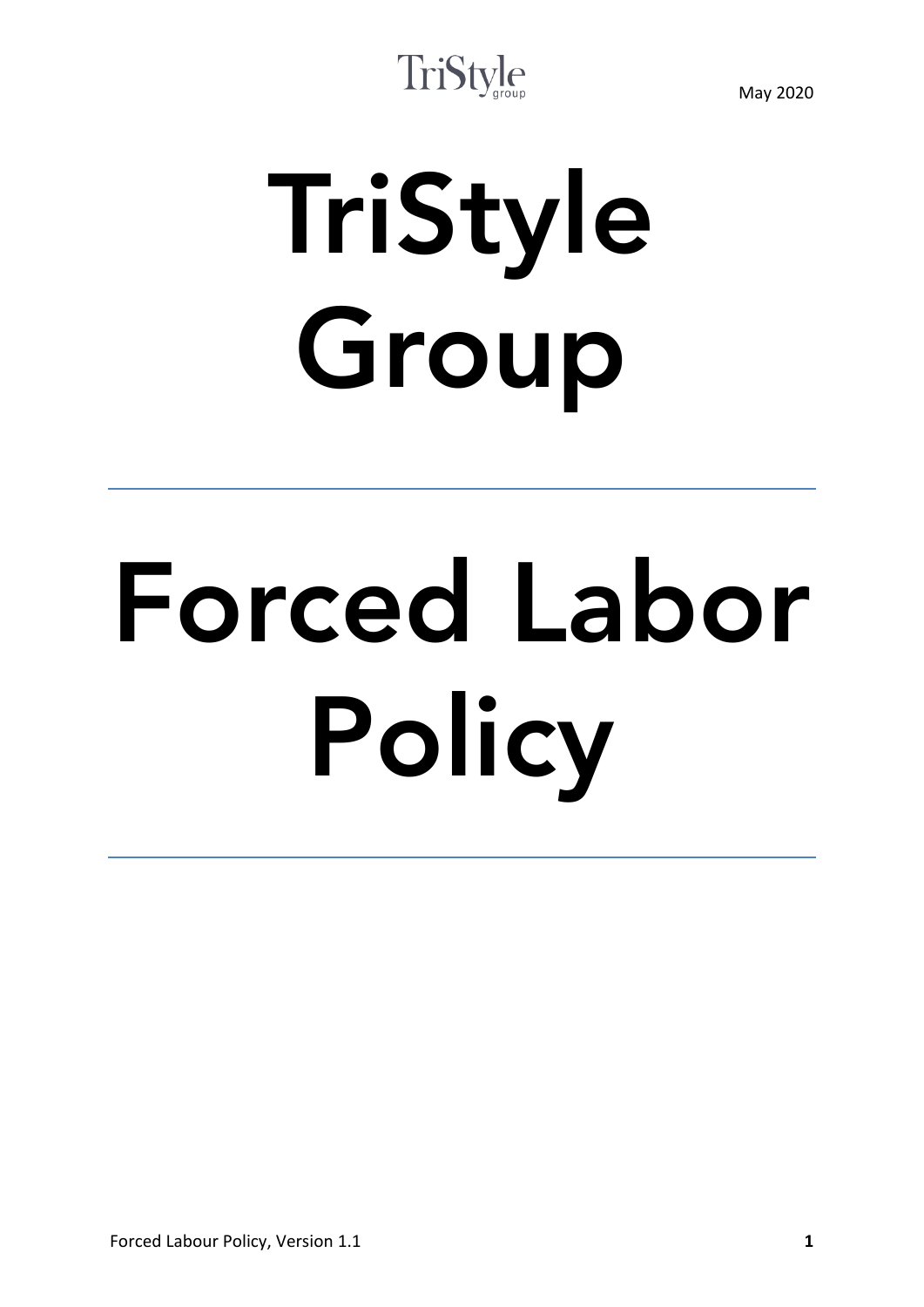TriStyle group

May 2020

# TriStyle Group

---

# Forced Labor Policy

---

Forced Labour Policy, Version 1.1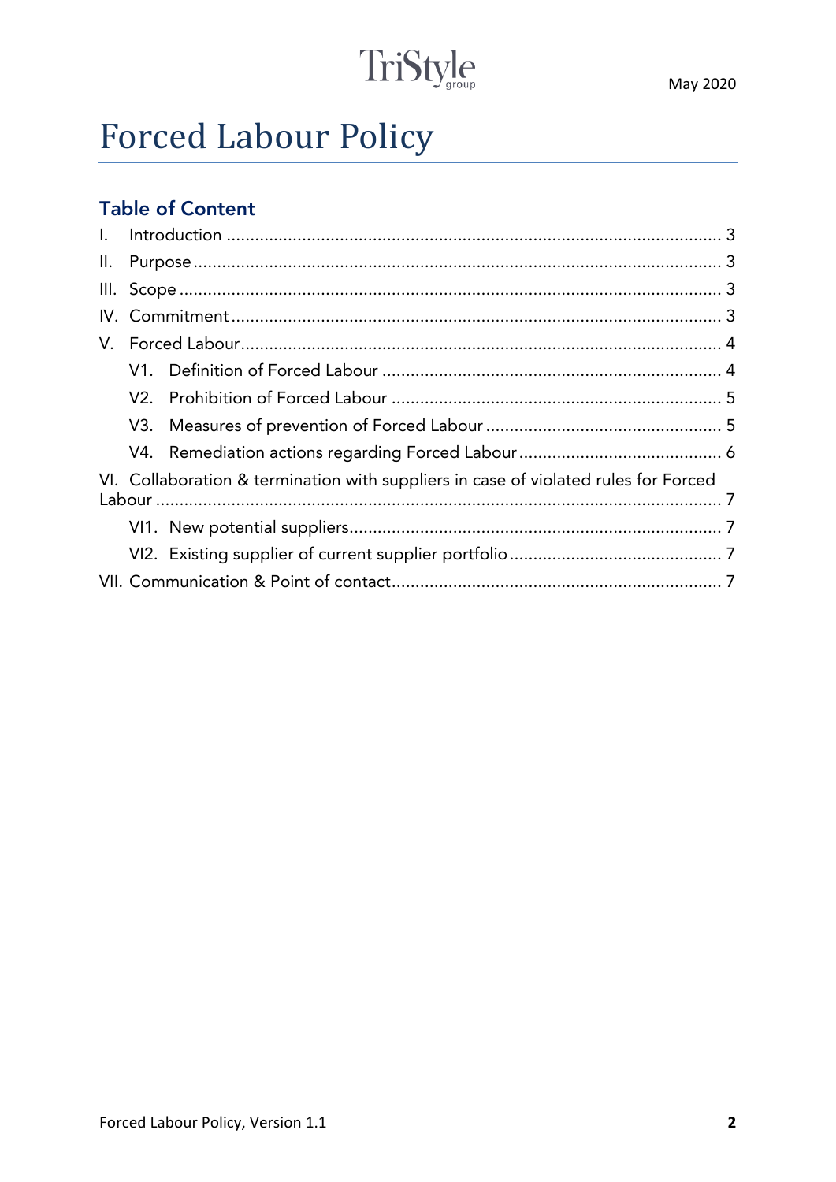# Forced Labour Policy

May 2020

## Table of Content

I. Introduction ........................................................................................................ 3

II. Purpose ............................................................................................................... 3

III. Scope .................................................................................................................. 3

IV. Commitment ....................................................................................................... 3

V. Forced Labour ..................................................................................................... 4

- V1. Definition of Forced Labour ........................................................................ 4
- V2. Prohibition of Forced Labour ...................................................................... 5
- V3. Measures of prevention of Forced Labour .................................................. 5
- V4. Remediation actions regarding Forced Labour ........................................... 6

VI. Collaboration & termination with suppliers in case of violated rules for Forced Labour ........................................................................................................................ 7

- VI1. New potential suppliers .............................................................................. 7
- VI2. Existing supplier of current supplier portfolio ............................................ 7

VII. Communication & Point of contact ..................................................................... 7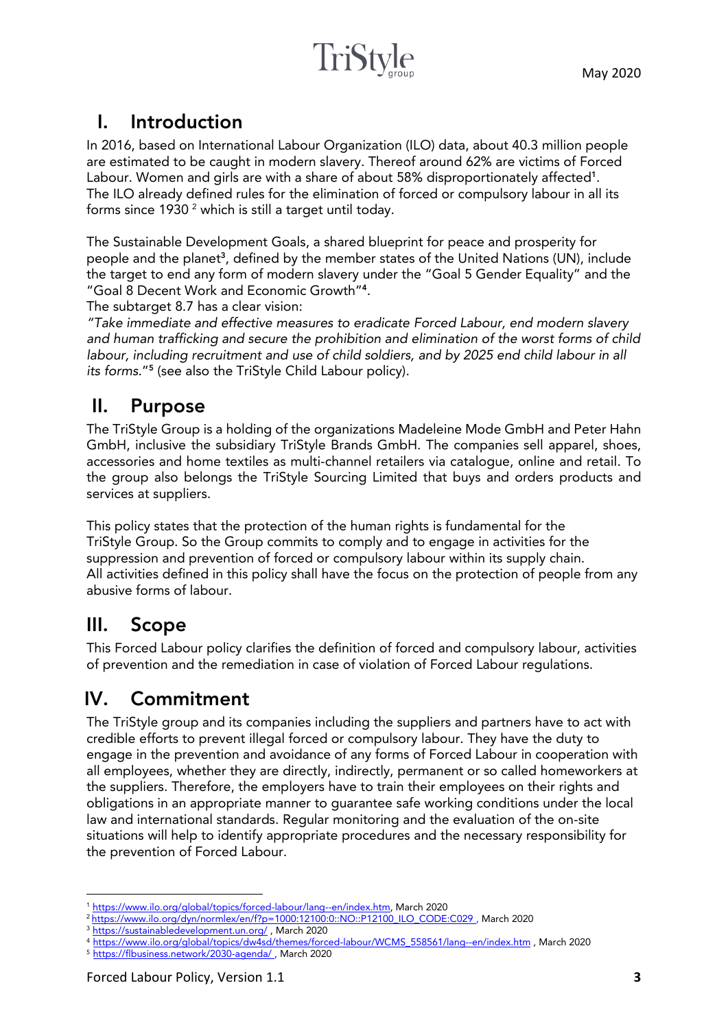# I. Introduction

In 2016, based on International Labour Organization (ILO) data, about 40.3 million people are estimated to be caught in modern slavery. Thereof around 62% are victims of Forced Labour. Women and girls are with a share of about 58% disproportionately affected[1]. The ILO already defined rules for the elimination of forced or compulsory labour in all its forms since 1930 [2] which is still a target until today.

The Sustainable Development Goals, a shared blueprint for peace and prosperity for people and the planet[3], defined by the member states of the United Nations (UN), include the target to end any form of modern slavery under the "Goal 5 Gender Equality" and the "Goal 8 Decent Work and Economic Growth"[4].

The subtarget 8.7 has a clear vision:

*"Take immediate and effective measures to eradicate Forced Labour, end modern slavery and human trafficking and secure the prohibition and elimination of the worst forms of child labour, including recruitment and use of child soldiers, and by 2025 end child labour in all its forms."*[5] (see also the TriStyle Child Labour policy).

# II. Purpose

The TriStyle Group is a holding of the organizations Madeleine Mode GmbH and Peter Hahn GmbH, inclusive the subsidiary TriStyle Brands GmbH. The companies sell apparel, shoes, accessories and home textiles as multi-channel retailers via catalogue, online and retail. To the group also belongs the TriStyle Sourcing Limited that buys and orders products and services at suppliers.

This policy states that the protection of the human rights is fundamental for the TriStyle Group. So the Group commits to comply and to engage in activities for the suppression and prevention of forced or compulsory labour within its supply chain. All activities defined in this policy shall have the focus on the protection of people from any abusive forms of labour.

# III. Scope

This Forced Labour policy clarifies the definition of forced and compulsory labour, activities of prevention and the remediation in case of violation of Forced Labour regulations.

# IV. Commitment

The TriStyle group and its companies including the suppliers and partners have to act with credible efforts to prevent illegal forced or compulsory labour. They have the duty to engage in the prevention and avoidance of any forms of Forced Labour in cooperation with all employees, whether they are directly, indirectly, permanent or so called homeworkers at the suppliers. Therefore, the employers have to train their employees on their rights and obligations in an appropriate manner to guarantee safe working conditions under the local law and international standards. Regular monitoring and the evaluation of the on-site situations will help to identify appropriate procedures and the necessary responsibility for the prevention of Forced Labour.

---

[1] https://www.ilo.org/global/topics/forced-labour/lang--en/index.htm, March 2020

[2] https://www.ilo.org/dyn/normlex/en/f?p=1000:12100:0::NO::P12100_ILO_CODE:C029 , March 2020

[3] https://sustainabledevelopment.un.org/ , March 2020

[4] https://www.ilo.org/global/topics/dw4sd/themes/forced-labour/WCMS_558561/lang--en/index.htm , March 2020

[5] https://flbusiness.network/2030-agenda/ , March 2020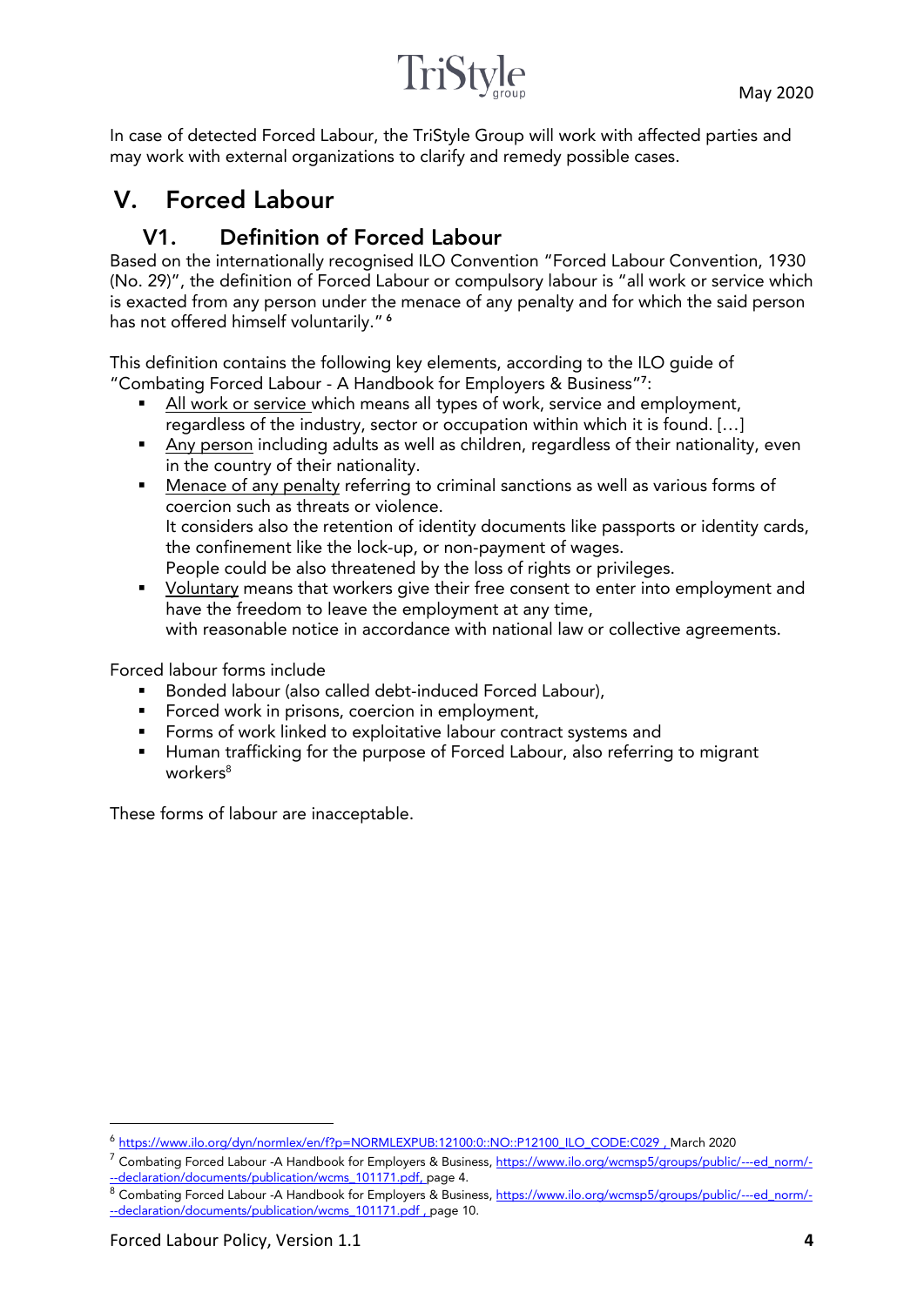In case of detected Forced Labour, the TriStyle Group will work with affected parties and may work with external organizations to clarify and remedy possible cases.

# V. Forced Labour

## V1. Definition of Forced Labour

Based on the internationally recognised ILO Convention "Forced Labour Convention, 1930 (No. 29)", the definition of Forced Labour or compulsory labour is "all work or service which is exacted from any person under the menace of any penalty and for which the said person has not offered himself voluntarily." [6]

This definition contains the following key elements, according to the ILO guide of "Combating Forced Labour - A Handbook for Employers & Business"[7]:

- <u>All work or service</u> which means all types of work, service and employment, regardless of the industry, sector or occupation within which it is found. […]
- <u>Any person</u> including adults as well as children, regardless of their nationality, even in the country of their nationality.
- <u>Menace of any penalty</u> referring to criminal sanctions as well as various forms of coercion such as threats or violence.
  It considers also the retention of identity documents like passports or identity cards, the confinement like the lock-up, or non-payment of wages.
  People could be also threatened by the loss of rights or privileges.
- <u>Voluntary</u> means that workers give their free consent to enter into employment and have the freedom to leave the employment at any time,
  with reasonable notice in accordance with national law or collective agreements.

Forced labour forms include

- Bonded labour (also called debt-induced Forced Labour),
- Forced work in prisons, coercion in employment,
- Forms of work linked to exploitative labour contract systems and
- Human trafficking for the purpose of Forced Labour, also referring to migrant workers[8]

These forms of labour are inacceptable.

---

[6] https://www.ilo.org/dyn/normlex/en/f?p=NORMLEXPUB:12100:0::NO::P12100_ILO_CODE:C029 , March 2020

[7] Combating Forced Labour -A Handbook for Employers & Business, https://www.ilo.org/wcmsp5/groups/public/---ed_norm/---declaration/documents/publication/wcms_101171.pdf, page 4.

[8] Combating Forced Labour -A Handbook for Employers & Business, https://www.ilo.org/wcmsp5/groups/public/---ed_norm/---declaration/documents/publication/wcms_101171.pdf , page 10.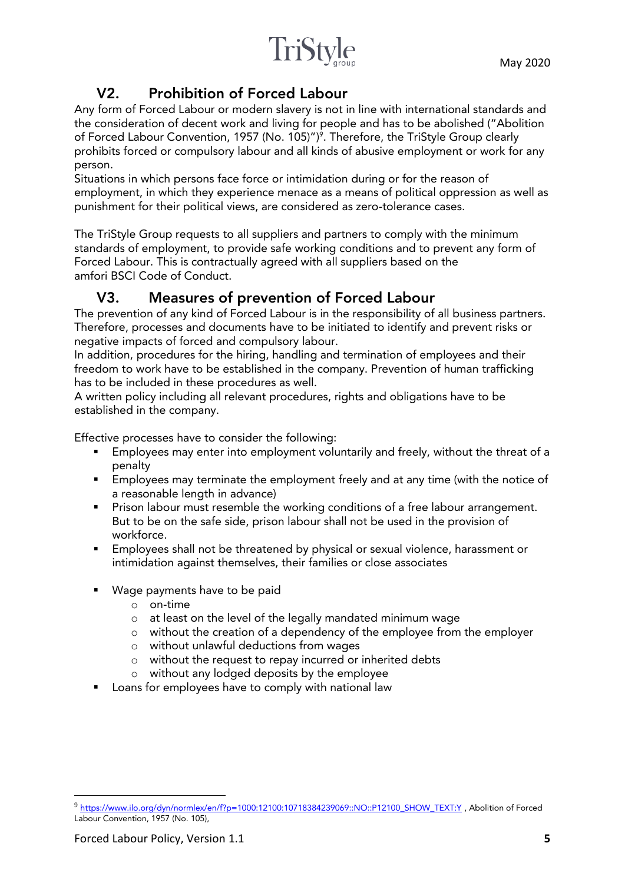## V2. Prohibition of Forced Labour

Any form of Forced Labour or modern slavery is not in line with international standards and the consideration of decent work and living for people and has to be abolished ("Abolition of Forced Labour Convention, 1957 (No. 105)")[9]. Therefore, the TriStyle Group clearly prohibits forced or compulsory labour and all kinds of abusive employment or work for any person.
Situations in which persons face force or intimidation during or for the reason of employment, in which they experience menace as a means of political oppression as well as punishment for their political views, are considered as zero-tolerance cases.

The TriStyle Group requests to all suppliers and partners to comply with the minimum standards of employment, to provide safe working conditions and to prevent any form of Forced Labour. This is contractually agreed with all suppliers based on the amfori BSCI Code of Conduct.

## V3. Measures of prevention of Forced Labour

The prevention of any kind of Forced Labour is in the responsibility of all business partners. Therefore, processes and documents have to be initiated to identify and prevent risks or negative impacts of forced and compulsory labour.
In addition, procedures for the hiring, handling and termination of employees and their freedom to work have to be established in the company. Prevention of human trafficking has to be included in these procedures as well.
A written policy including all relevant procedures, rights and obligations have to be established in the company.

Effective processes have to consider the following:

- Employees may enter into employment voluntarily and freely, without the threat of a penalty
- Employees may terminate the employment freely and at any time (with the notice of a reasonable length in advance)
- Prison labour must resemble the working conditions of a free labour arrangement. But to be on the safe side, prison labour shall not be used in the provision of workforce.
- Employees shall not be threatened by physical or sexual violence, harassment or intimidation against themselves, their families or close associates
- Wage payments have to be paid
  - on-time
  - at least on the level of the legally mandated minimum wage
  - without the creation of a dependency of the employee from the employer
  - without unlawful deductions from wages
  - without the request to repay incurred or inherited debts
  - without any lodged deposits by the employee
- Loans for employees have to comply with national law

[9] https://www.ilo.org/dyn/normlex/en/f?p=1000:12100:10718384239069::NO::P12100_SHOW_TEXT:Y , Abolition of Forced Labour Convention, 1957 (No. 105),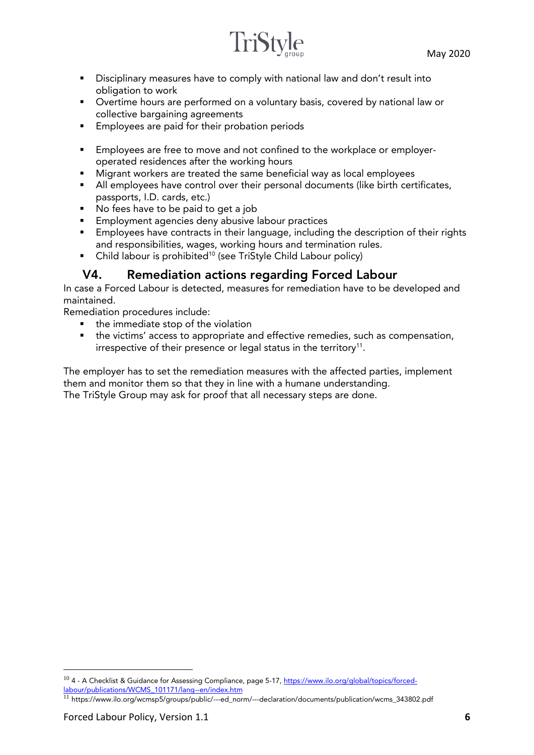- Disciplinary measures have to comply with national law and don't result into obligation to work
- Overtime hours are performed on a voluntary basis, covered by national law or collective bargaining agreements
- Employees are paid for their probation periods

- Employees are free to move and not confined to the workplace or employer-operated residences after the working hours
- Migrant workers are treated the same beneficial way as local employees
- All employees have control over their personal documents (like birth certificates, passports, I.D. cards, etc.)
- No fees have to be paid to get a job
- Employment agencies deny abusive labour practices
- Employees have contracts in their language, including the description of their rights and responsibilities, wages, working hours and termination rules.
- Child labour is prohibited[10] (see TriStyle Child Labour policy)

## V4. Remediation actions regarding Forced Labour

In case a Forced Labour is detected, measures for remediation have to be developed and maintained.

Remediation procedures include:

- the immediate stop of the violation
- the victims' access to appropriate and effective remedies, such as compensation, irrespective of their presence or legal status in the territory[11].

The employer has to set the remediation measures with the affected parties, implement them and monitor them so that they in line with a humane understanding.

The TriStyle Group may ask for proof that all necessary steps are done.

---

[10] 4 - A Checklist & Guidance for Assessing Compliance, page 5-17, https://www.ilo.org/global/topics/forced-labour/publications/WCMS_101171/lang--en/index.htm

[11] https://www.ilo.org/wcmsp5/groups/public/---ed_norm/---declaration/documents/publication/wcms_343802.pdf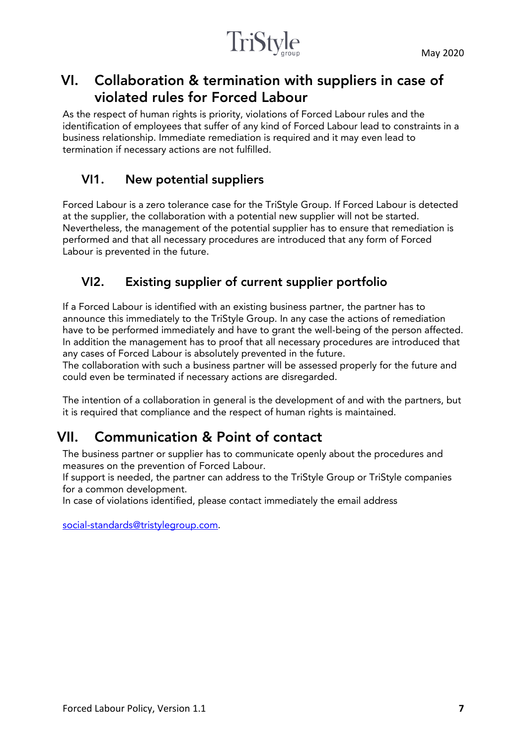## VI. Collaboration & termination with suppliers in case of violated rules for Forced Labour

As the respect of human rights is priority, violations of Forced Labour rules and the identification of employees that suffer of any kind of Forced Labour lead to constraints in a business relationship. Immediate remediation is required and it may even lead to termination if necessary actions are not fulfilled.

### VI1. New potential suppliers

Forced Labour is a zero tolerance case for the TriStyle Group. If Forced Labour is detected at the supplier, the collaboration with a potential new supplier will not be started. Nevertheless, the management of the potential supplier has to ensure that remediation is performed and that all necessary procedures are introduced that any form of Forced Labour is prevented in the future.

### VI2. Existing supplier of current supplier portfolio

If a Forced Labour is identified with an existing business partner, the partner has to announce this immediately to the TriStyle Group. In any case the actions of remediation have to be performed immediately and have to grant the well-being of the person affected. In addition the management has to proof that all necessary procedures are introduced that any cases of Forced Labour is absolutely prevented in the future.
The collaboration with such a business partner will be assessed properly for the future and could even be terminated if necessary actions are disregarded.

The intention of a collaboration in general is the development of and with the partners, but it is required that compliance and the respect of human rights is maintained.

## VII. Communication & Point of contact

The business partner or supplier has to communicate openly about the procedures and measures on the prevention of Forced Labour.
If support is needed, the partner can address to the TriStyle Group or TriStyle companies for a common development.
In case of violations identified, please contact immediately the email address

social-standards@tristylegroup.com.